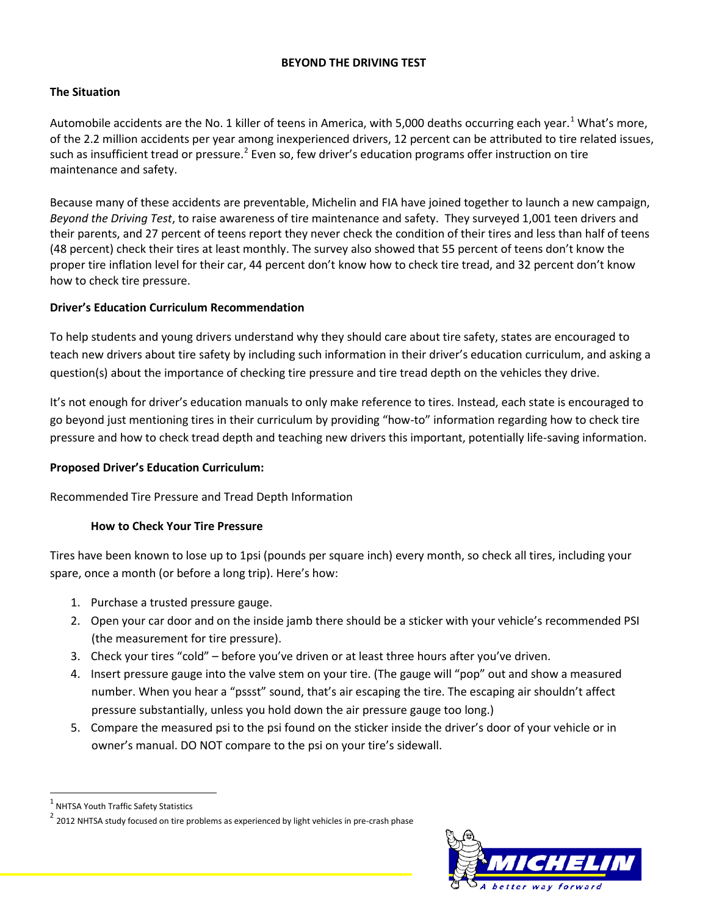# BEYOND THE DRIVING TEST

## The Situation

Automobile accidents are the No. 1 killer of teens in America, with 5,000 deaths occurring each year.[1] What's more, of the 2.2 million accidents per year among inexperienced drivers, 12 percent can be attributed to tire related issues, such as insufficient tread or pressure.[2] Even so, few driver's education programs offer instruction on tire maintenance and safety.

Because many of these accidents are preventable, Michelin and FIA have joined together to launch a new campaign, *Beyond the Driving Test*, to raise awareness of tire maintenance and safety. They surveyed 1,001 teen drivers and their parents, and 27 percent of teens report they never check the condition of their tires and less than half of teens (48 percent) check their tires at least monthly. The survey also showed that 55 percent of teens don't know the proper tire inflation level for their car, 44 percent don't know how to check tire tread, and 32 percent don't know how to check tire pressure.

## Driver's Education Curriculum Recommendation

To help students and young drivers understand why they should care about tire safety, states are encouraged to teach new drivers about tire safety by including such information in their driver's education curriculum, and asking a question(s) about the importance of checking tire pressure and tire tread depth on the vehicles they drive.

It's not enough for driver's education manuals to only make reference to tires. Instead, each state is encouraged to go beyond just mentioning tires in their curriculum by providing "how-to" information regarding how to check tire pressure and how to check tread depth and teaching new drivers this important, potentially life-saving information.

## Proposed Driver's Education Curriculum:

Recommended Tire Pressure and Tread Depth Information

### How to Check Your Tire Pressure

Tires have been known to lose up to 1psi (pounds per square inch) every month, so check all tires, including your spare, once a month (or before a long trip). Here's how:

1. Purchase a trusted pressure gauge.
2. Open your car door and on the inside jamb there should be a sticker with your vehicle's recommended PSI (the measurement for tire pressure).
3. Check your tires "cold" – before you've driven or at least three hours after you've driven.
4. Insert pressure gauge into the valve stem on your tire. (The gauge will "pop" out and show a measured number. When you hear a "pssst" sound, that's air escaping the tire. The escaping air shouldn't affect pressure substantially, unless you hold down the air pressure gauge too long.)
5. Compare the measured psi to the psi found on the sticker inside the driver's door of your vehicle or in owner's manual. DO NOT compare to the psi on your tire's sidewall.

---

[1] NHTSA Youth Traffic Safety Statistics

[2] 2012 NHTSA study focused on tire problems as experienced by light vehicles in pre-crash phase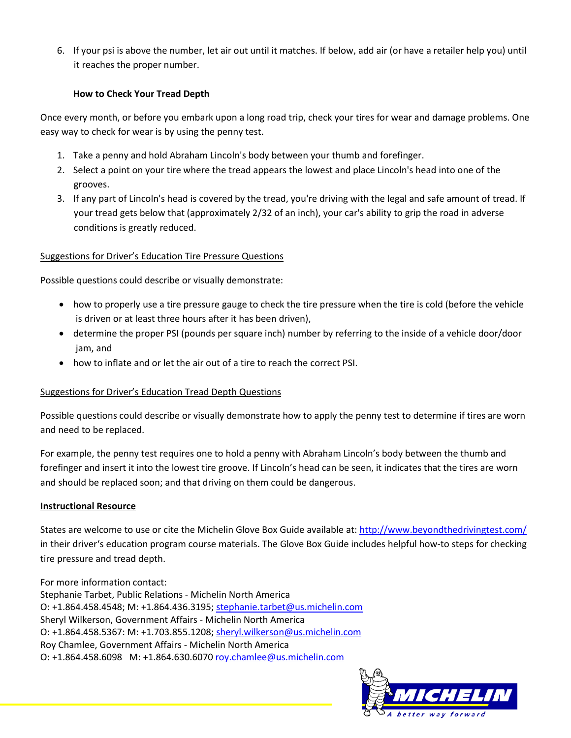6. If your psi is above the number, let air out until it matches. If below, add air (or have a retailer help you) until it reaches the proper number.

**How to Check Your Tread Depth**

Once every month, or before you embark upon a long road trip, check your tires for wear and damage problems. One easy way to check for wear is by using the penny test.

1. Take a penny and hold Abraham Lincoln's body between your thumb and forefinger.
2. Select a point on your tire where the tread appears the lowest and place Lincoln's head into one of the grooves.
3. If any part of Lincoln's head is covered by the tread, you're driving with the legal and safe amount of tread. If your tread gets below that (approximately 2/32 of an inch), your car's ability to grip the road in adverse conditions is greatly reduced.

Suggestions for Driver's Education Tire Pressure Questions

Possible questions could describe or visually demonstrate:

- how to properly use a tire pressure gauge to check the tire pressure when the tire is cold (before the vehicle is driven or at least three hours after it has been driven),
- determine the proper PSI (pounds per square inch) number by referring to the inside of a vehicle door/door jam, and
- how to inflate and or let the air out of a tire to reach the correct PSI.

Suggestions for Driver's Education Tread Depth Questions

Possible questions could describe or visually demonstrate how to apply the penny test to determine if tires are worn and need to be replaced.

For example, the penny test requires one to hold a penny with Abraham Lincoln's body between the thumb and forefinger and insert it into the lowest tire groove. If Lincoln's head can be seen, it indicates that the tires are worn and should be replaced soon; and that driving on them could be dangerous.

**Instructional Resource**

States are welcome to use or cite the Michelin Glove Box Guide available at: [http://www.beyondthedrivingtest.com/](http://www.beyondthedrivingtest.com/) in their driver's education program course materials. The Glove Box Guide includes helpful how-to steps for checking tire pressure and tread depth.

For more information contact:
Stephanie Tarbet, Public Relations - Michelin North America
O: +1.864.458.4548; M: +1.864.436.3195; stephanie.tarbet@us.michelin.com
Sheryl Wilkerson, Government Affairs - Michelin North America
O: +1.864.458.5367: M: +1.703.855.1208; sheryl.wilkerson@us.michelin.com
Roy Chamlee, Government Affairs - Michelin North America
O: +1.864.458.6098 M: +1.864.630.6070 roy.chamlee@us.michelin.com

MICHELIN
A better way forward